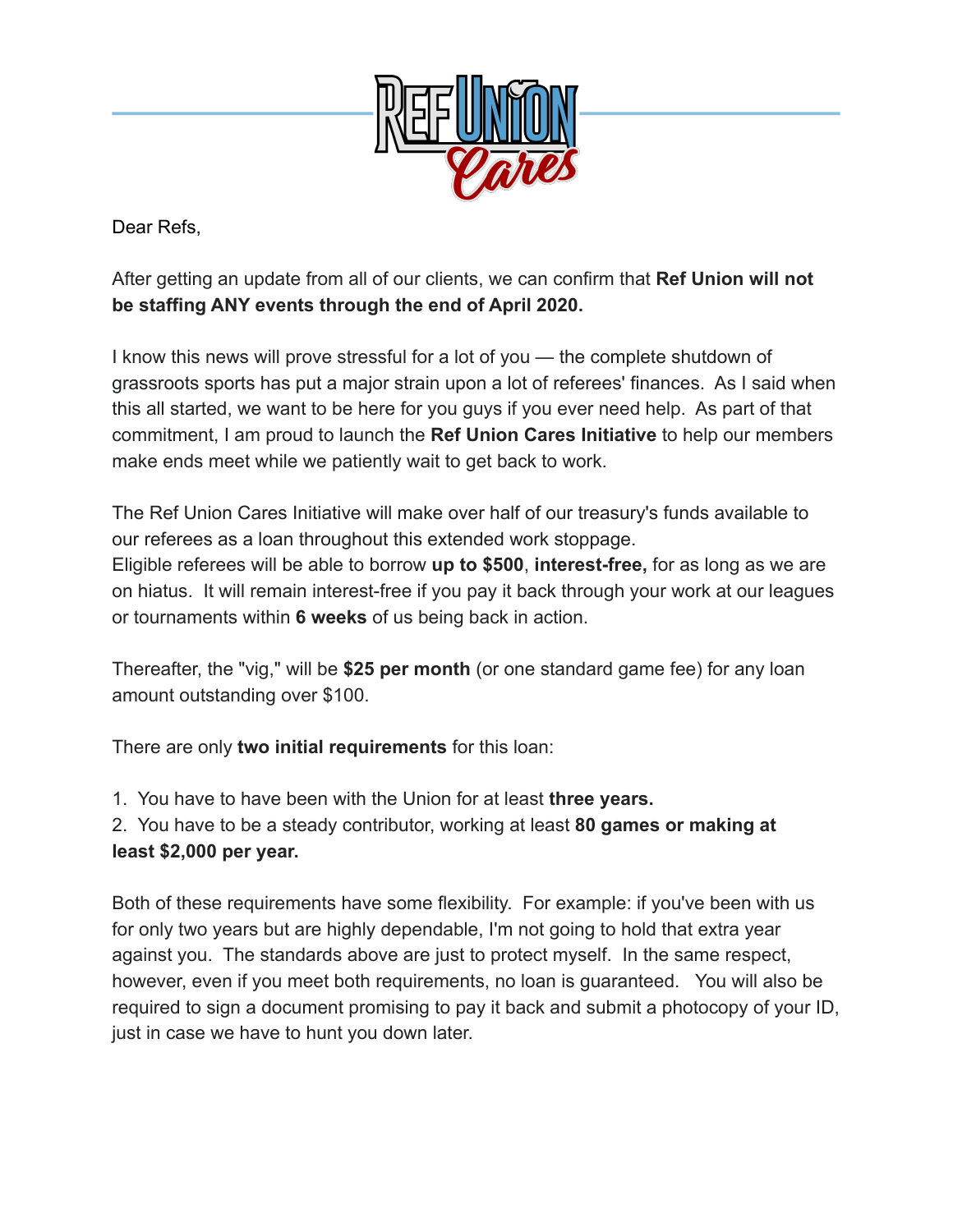Dear Refs,

After getting an update from all of our clients, we can confirm that **Ref Union will not be staffing ANY events through the end of April 2020.**

I know this news will prove stressful for a lot of you — the complete shutdown of grassroots sports has put a major strain upon a lot of referees' finances. As I said when this all started, we want to be here for you guys if you ever need help. As part of that commitment, I am proud to launch the **Ref Union Cares Initiative** to help our members make ends meet while we patiently wait to get back to work.

The Ref Union Cares Initiative will make over half of our treasury's funds available to our referees as a loan throughout this extended work stoppage.
Eligible referees will be able to borrow **up to $500**, **interest-free,** for as long as we are on hiatus. It will remain interest-free if you pay it back through your work at our leagues or tournaments within **6 weeks** of us being back in action.

Thereafter, the "vig," will be **$25 per month** (or one standard game fee) for any loan amount outstanding over $100.

There are only **two initial requirements** for this loan:

1. You have to have been with the Union for at least **three years.**
2. You have to be a steady contributor, working at least **80 games or making at least $2,000 per year.**

Both of these requirements have some flexibility. For example: if you've been with us for only two years but are highly dependable, I'm not going to hold that extra year against you. The standards above are just to protect myself. In the same respect, however, even if you meet both requirements, no loan is guaranteed. You will also be required to sign a document promising to pay it back and submit a photocopy of your ID, just in case we have to hunt you down later.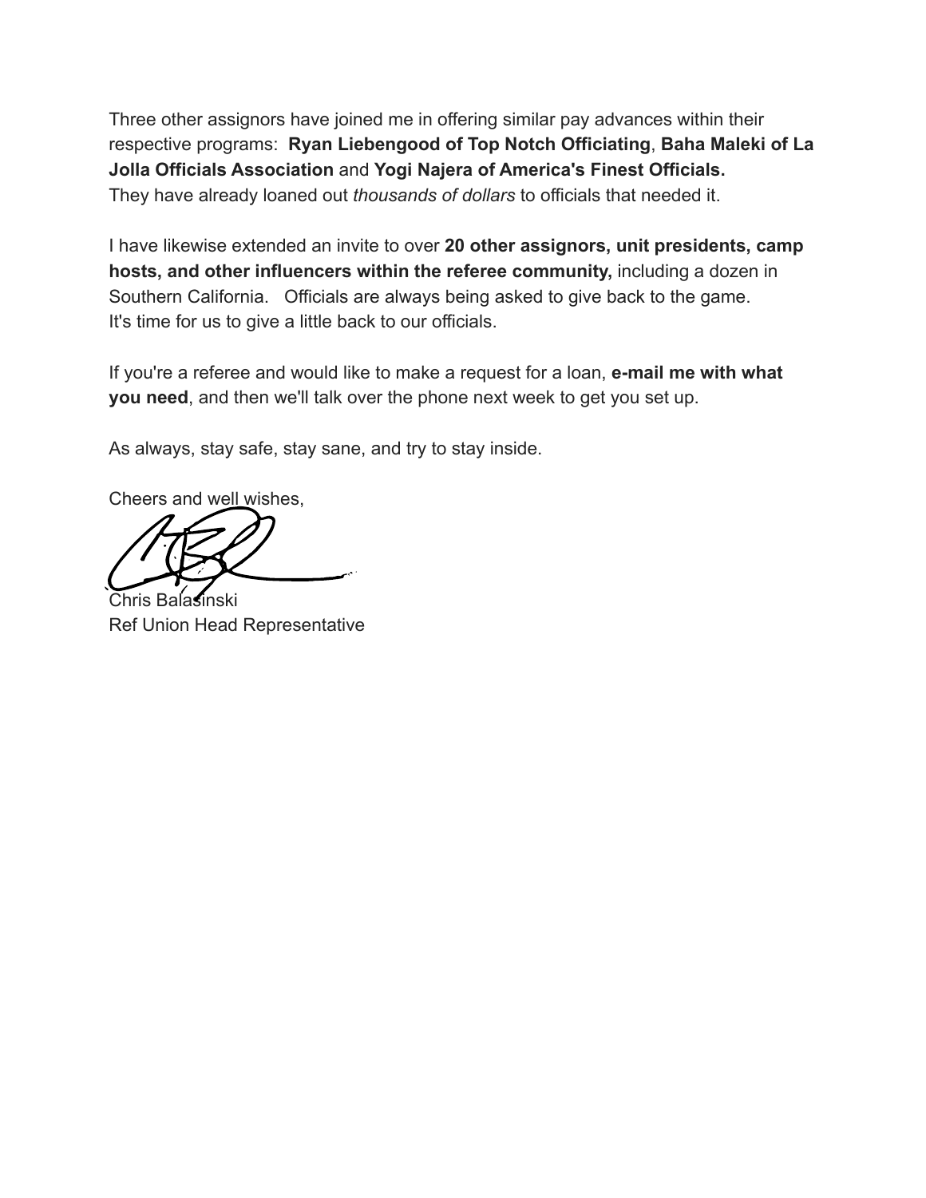Three other assignors have joined me in offering similar pay advances within their respective programs: **Ryan Liebengood of Top Notch Officiating**, **Baha Maleki of La Jolla Officials Association** and **Yogi Najera of America's Finest Officials.**
They have already loaned out *thousands of dollars* to officials that needed it.

I have likewise extended an invite to over **20 other assignors, unit presidents, camp hosts, and other influencers within the referee community,** including a dozen in Southern California. Officials are always being asked to give back to the game.
It's time for us to give a little back to our officials.

If you're a referee and would like to make a request for a loan, **e-mail me with what you need**, and then we'll talk over the phone next week to get you set up.

As always, stay safe, stay sane, and try to stay inside.

Cheers and well wishes,

Chris Balasinski
Ref Union Head Representative